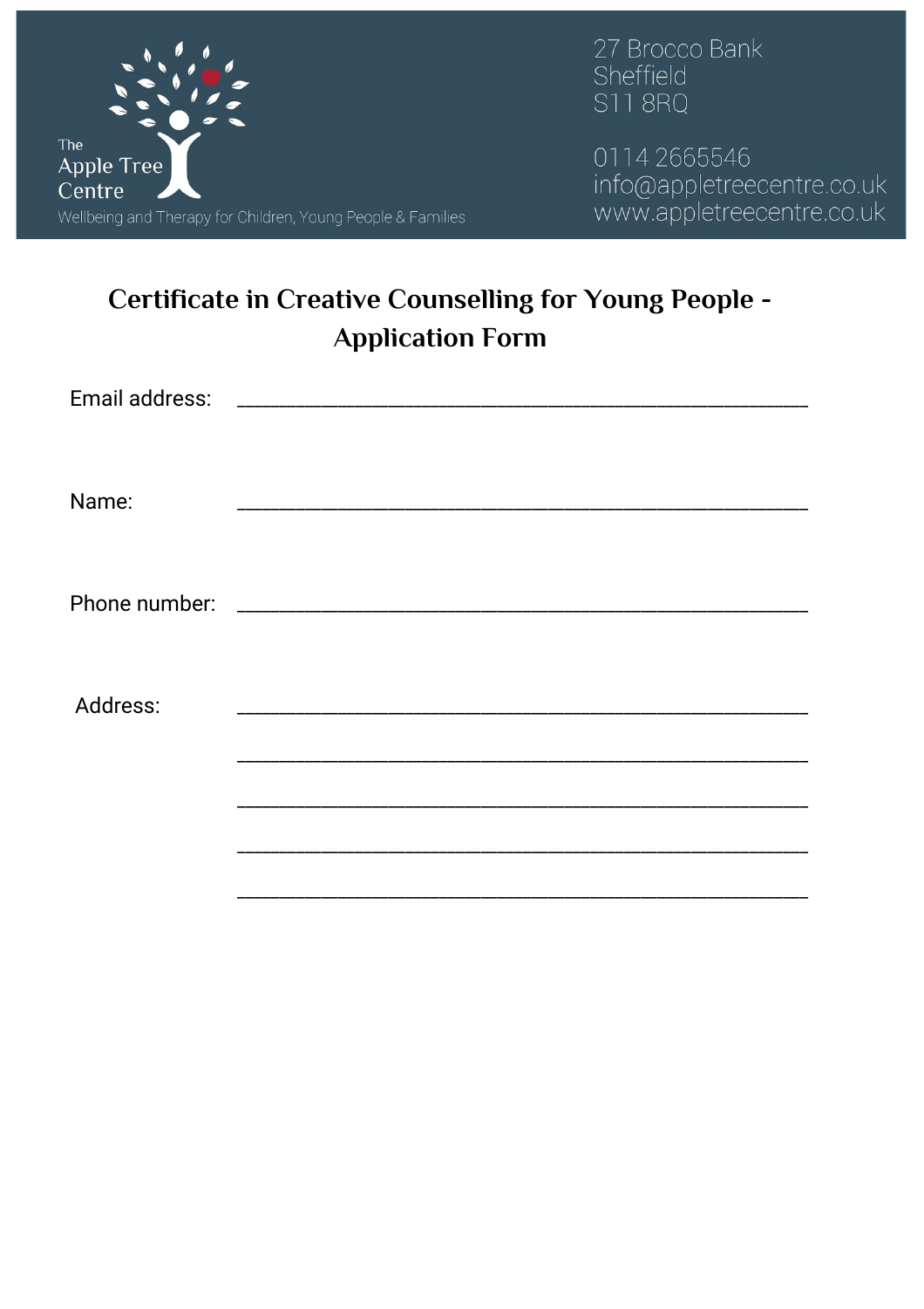The Apple Tree Centre
Wellbeing and Therapy for Children, Young People & Families

27 Brocco Bank
Sheffield
S11 8RQ

0114 2665546
info@appletreecentre.co.uk
www.appletreecentre.co.uk

# Certificate in Creative Counselling for Young People - Application Form

Email address: ____________________________________________________

Name: ____________________________________________________

Phone number: ____________________________________________________

Address: ____________________________________________________

____________________________________________________

____________________________________________________

____________________________________________________

____________________________________________________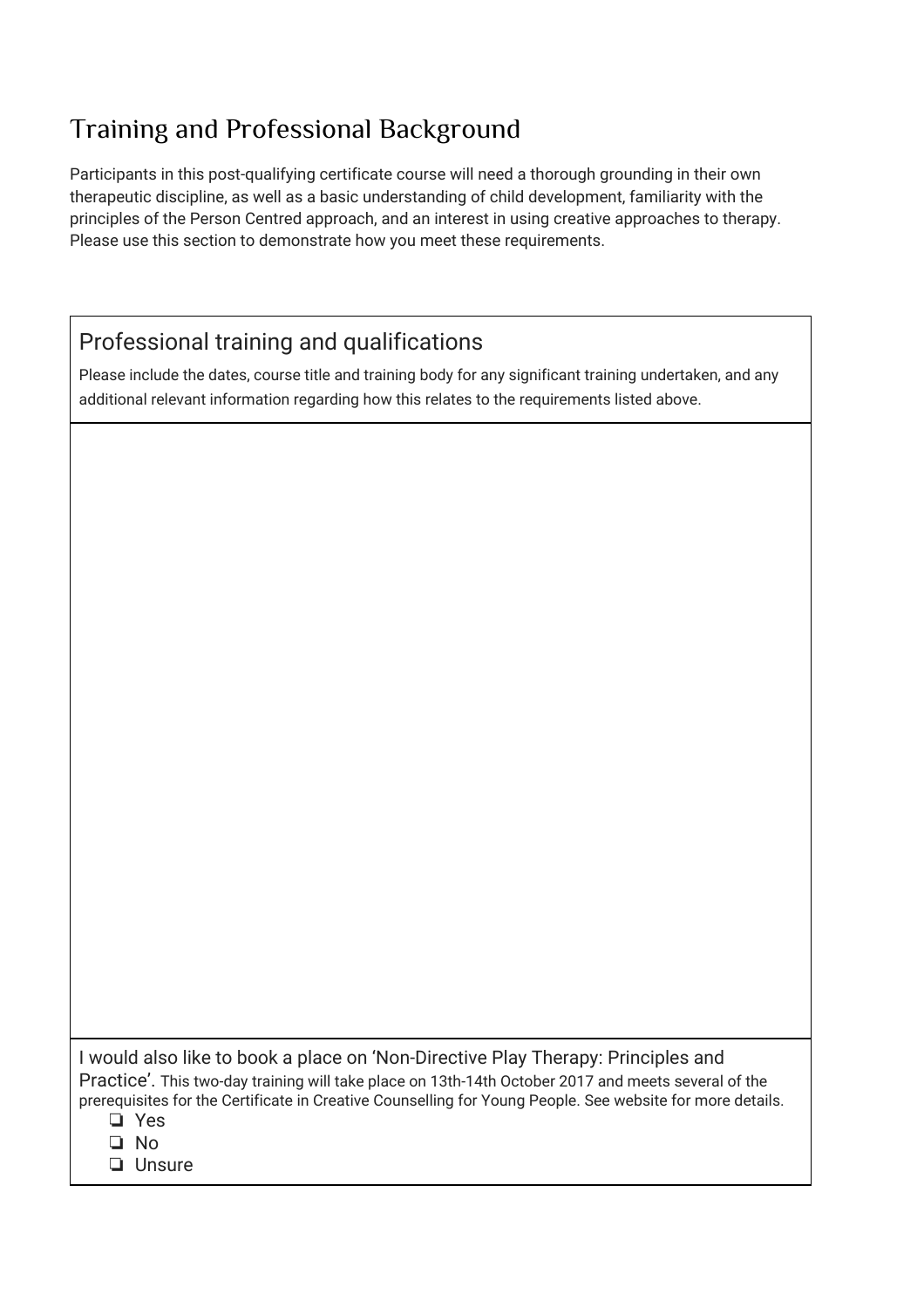# Training and Professional Background

Participants in this post-qualifying certificate course will need a thorough grounding in their own therapeutic discipline, as well as a basic understanding of child development, familiarity with the principles of the Person Centred approach, and an interest in using creative approaches to therapy. Please use this section to demonstrate how you meet these requirements.

## Professional training and qualifications

Please include the dates, course title and training body for any significant training undertaken, and any additional relevant information regarding how this relates to the requirements listed above.

I would also like to book a place on 'Non-Directive Play Therapy: Principles and Practice'. This two-day training will take place on 13th-14th October 2017 and meets several of the prerequisites for the Certificate in Creative Counselling for Young People. See website for more details.

- ❏ Yes
- ❏ No
- ❏ Unsure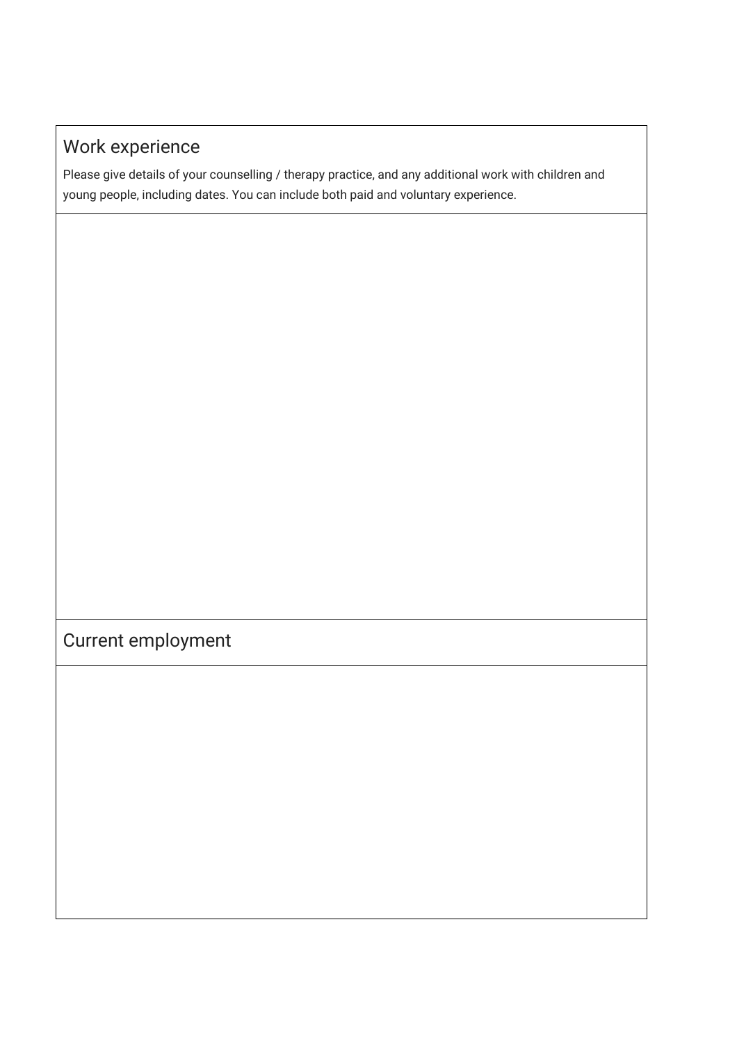## Work experience

Please give details of your counselling / therapy practice, and any additional work with children and young people, including dates. You can include both paid and voluntary experience.

## Current employment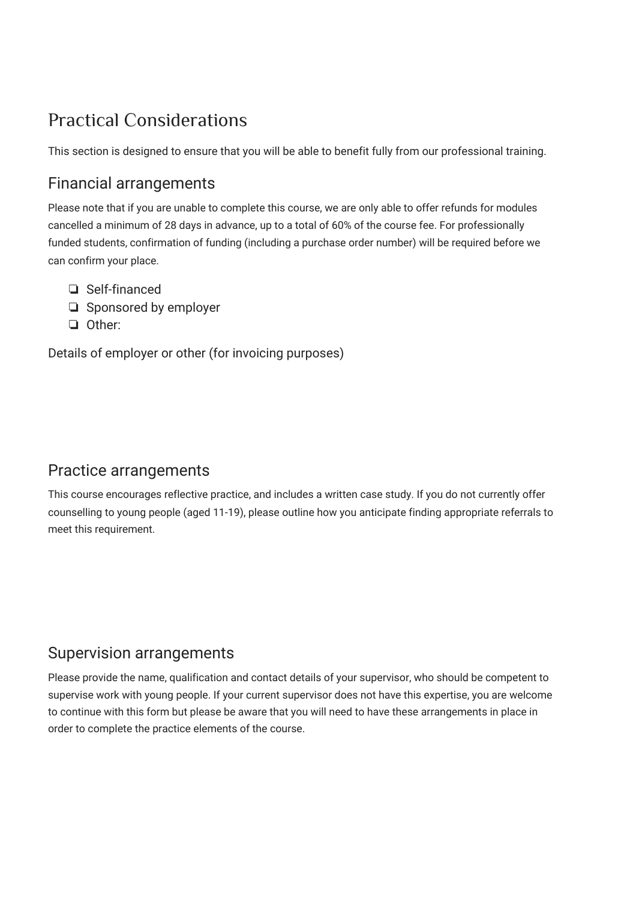# Practical Considerations

This section is designed to ensure that you will be able to benefit fully from our professional training.

## Financial arrangements

Please note that if you are unable to complete this course, we are only able to offer refunds for modules cancelled a minimum of 28 days in advance, up to a total of 60% of the course fee. For professionally funded students, confirmation of funding (including a purchase order number) will be required before we can confirm your place.

- ❏ Self-financed
- ❏ Sponsored by employer
- ❏ Other:

Details of employer or other (for invoicing purposes)

## Practice arrangements

This course encourages reflective practice, and includes a written case study. If you do not currently offer counselling to young people (aged 11-19), please outline how you anticipate finding appropriate referrals to meet this requirement.

## Supervision arrangements

Please provide the name, qualification and contact details of your supervisor, who should be competent to supervise work with young people. If your current supervisor does not have this expertise, you are welcome to continue with this form but please be aware that you will need to have these arrangements in place in order to complete the practice elements of the course.